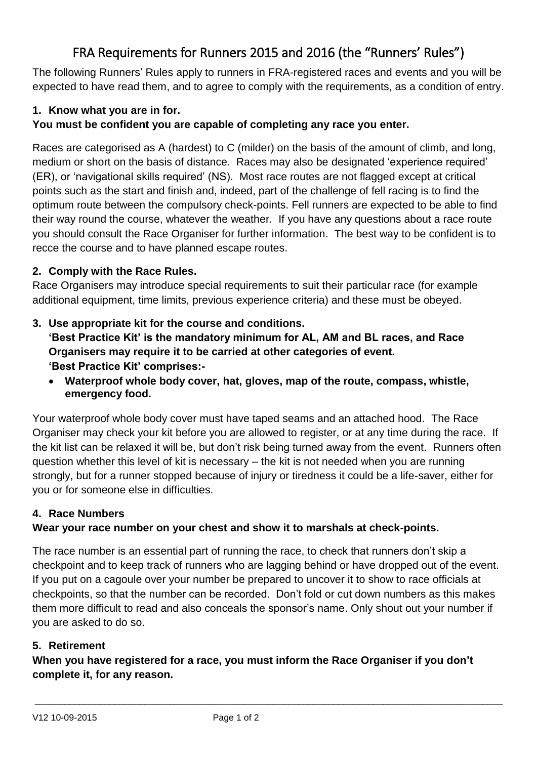# FRA Requirements for Runners 2015 and 2016 (the "Runners' Rules")

The following Runners' Rules apply to runners in FRA-registered races and events and you will be expected to have read them, and to agree to comply with the requirements, as a condition of entry.

## 1. Know what you are in for.

**You must be confident you are capable of completing any race you enter.**

Races are categorised as A (hardest) to C (milder) on the basis of the amount of climb, and long, medium or short on the basis of distance. Races may also be designated 'experience required' (ER), or 'navigational skills required' (NS). Most race routes are not flagged except at critical points such as the start and finish and, indeed, part of the challenge of fell racing is to find the optimum route between the compulsory check-points. Fell runners are expected to be able to find their way round the course, whatever the weather. If you have any questions about a race route you should consult the Race Organiser for further information. The best way to be confident is to recce the course and to have planned escape routes.

## 2. Comply with the Race Rules.

Race Organisers may introduce special requirements to suit their particular race (for example additional equipment, time limits, previous experience criteria) and these must be obeyed.

## 3. Use appropriate kit for the course and conditions.

**'Best Practice Kit' is the mandatory minimum for AL, AM and BL races, and Race Organisers may require it to be carried at other categories of event.**

**'Best Practice Kit' comprises:-**

- **Waterproof whole body cover, hat, gloves, map of the route, compass, whistle, emergency food.**

Your waterproof whole body cover must have taped seams and an attached hood. The Race Organiser may check your kit before you are allowed to register, or at any time during the race. If the kit list can be relaxed it will be, but don't risk being turned away from the event. Runners often question whether this level of kit is necessary – the kit is not needed when you are running strongly, but for a runner stopped because of injury or tiredness it could be a life-saver, either for you or for someone else in difficulties.

## 4. Race Numbers

**Wear your race number on your chest and show it to marshals at check-points.**

The race number is an essential part of running the race, to check that runners don't skip a checkpoint and to keep track of runners who are lagging behind or have dropped out of the event. If you put on a cagoule over your number be prepared to uncover it to show to race officials at checkpoints, so that the number can be recorded. Don't fold or cut down numbers as this makes them more difficult to read and also conceals the sponsor's name. Only shout out your number if you are asked to do so.

## 5. Retirement

**When you have registered for a race, you must inform the Race Organiser if you don't complete it, for any reason.**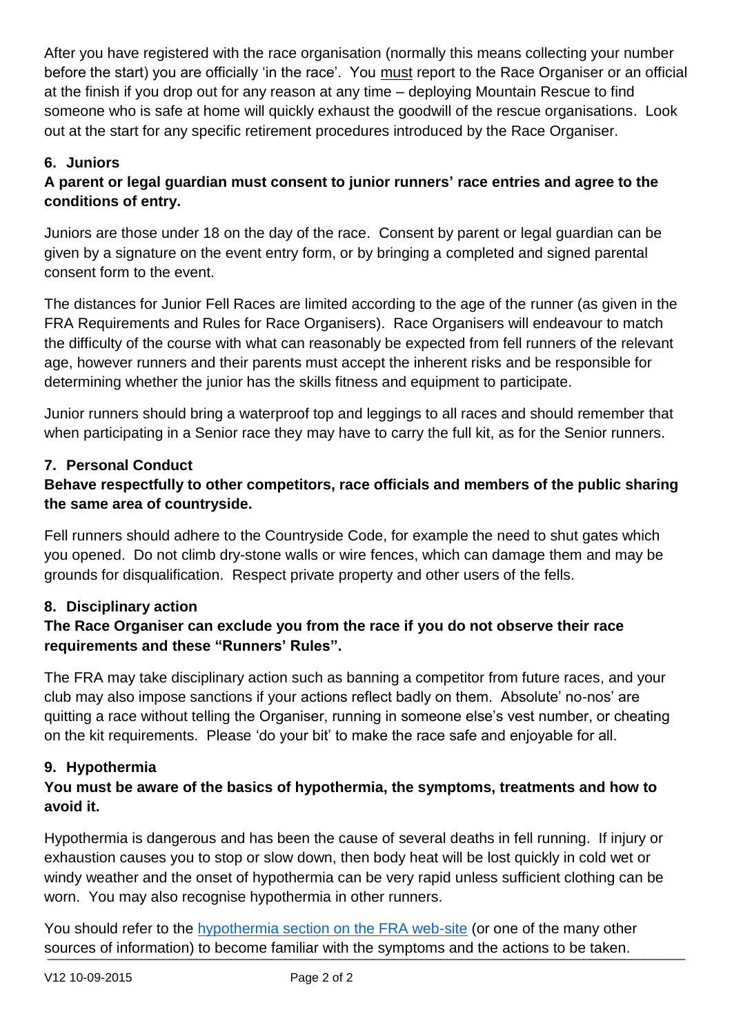After you have registered with the race organisation (normally this means collecting your number before the start) you are officially 'in the race'. You must report to the Race Organiser or an official at the finish if you drop out for any reason at any time – deploying Mountain Rescue to find someone who is safe at home will quickly exhaust the goodwill of the rescue organisations. Look out at the start for any specific retirement procedures introduced by the Race Organiser.

## 6. Juniors

**A parent or legal guardian must consent to junior runners' race entries and agree to the conditions of entry.**

Juniors are those under 18 on the day of the race. Consent by parent or legal guardian can be given by a signature on the event entry form, or by bringing a completed and signed parental consent form to the event.

The distances for Junior Fell Races are limited according to the age of the runner (as given in the FRA Requirements and Rules for Race Organisers). Race Organisers will endeavour to match the difficulty of the course with what can reasonably be expected from fell runners of the relevant age, however runners and their parents must accept the inherent risks and be responsible for determining whether the junior has the skills fitness and equipment to participate.

Junior runners should bring a waterproof top and leggings to all races and should remember that when participating in a Senior race they may have to carry the full kit, as for the Senior runners.

## 7. Personal Conduct

**Behave respectfully to other competitors, race officials and members of the public sharing the same area of countryside.**

Fell runners should adhere to the Countryside Code, for example the need to shut gates which you opened. Do not climb dry-stone walls or wire fences, which can damage them and may be grounds for disqualification. Respect private property and other users of the fells.

## 8. Disciplinary action

**The Race Organiser can exclude you from the race if you do not observe their race requirements and these "Runners' Rules".**

The FRA may take disciplinary action such as banning a competitor from future races, and your club may also impose sanctions if your actions reflect badly on them. Absolute' no-nos' are quitting a race without telling the Organiser, running in someone else's vest number, or cheating on the kit requirements. Please 'do your bit' to make the race safe and enjoyable for all.

## 9. Hypothermia

**You must be aware of the basics of hypothermia, the symptoms, treatments and how to avoid it.**

Hypothermia is dangerous and has been the cause of several deaths in fell running. If injury or exhaustion causes you to stop or slow down, then body heat will be lost quickly in cold wet or windy weather and the onset of hypothermia can be very rapid unless sufficient clothing can be worn. You may also recognise hypothermia in other runners.

You should refer to the hypothermia section on the FRA web-site (or one of the many other sources of information) to become familiar with the symptoms and the actions to be taken.

V12 10-09-2015